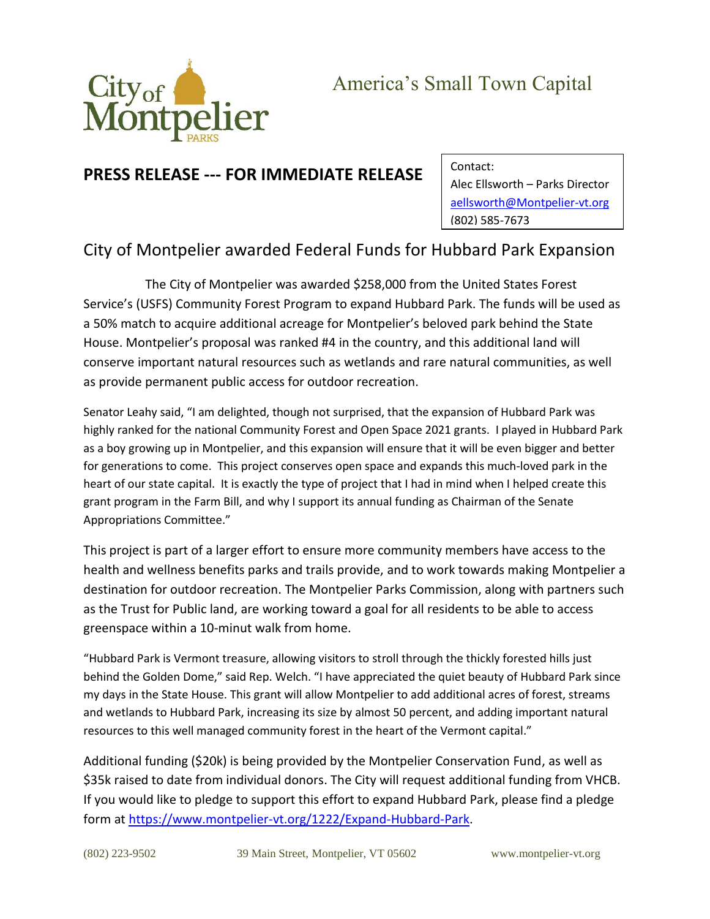City of Montpelier PARKS

America's Small Town Capital

**PRESS RELEASE --- FOR IMMEDIATE RELEASE**

Contact:
Alec Ellsworth – Parks Director
[aellsworth@Montpelier-vt.org](mailto:aellsworth@Montpelier-vt.org)
(802) 585-7673

## City of Montpelier awarded Federal Funds for Hubbard Park Expansion

The City of Montpelier was awarded $258,000 from the United States Forest Service's (USFS) Community Forest Program to expand Hubbard Park. The funds will be used as a 50% match to acquire additional acreage for Montpelier's beloved park behind the State House. Montpelier's proposal was ranked #4 in the country, and this additional land will conserve important natural resources such as wetlands and rare natural communities, as well as provide permanent public access for outdoor recreation.

Senator Leahy said, "I am delighted, though not surprised, that the expansion of Hubbard Park was highly ranked for the national Community Forest and Open Space 2021 grants. I played in Hubbard Park as a boy growing up in Montpelier, and this expansion will ensure that it will be even bigger and better for generations to come. This project conserves open space and expands this much-loved park in the heart of our state capital. It is exactly the type of project that I had in mind when I helped create this grant program in the Farm Bill, and why I support its annual funding as Chairman of the Senate Appropriations Committee."

This project is part of a larger effort to ensure more community members have access to the health and wellness benefits parks and trails provide, and to work towards making Montpelier a destination for outdoor recreation. The Montpelier Parks Commission, along with partners such as the Trust for Public land, are working toward a goal for all residents to be able to access greenspace within a 10-minut walk from home.

"Hubbard Park is Vermont treasure, allowing visitors to stroll through the thickly forested hills just behind the Golden Dome," said Rep. Welch. "I have appreciated the quiet beauty of Hubbard Park since my days in the State House. This grant will allow Montpelier to add additional acres of forest, streams and wetlands to Hubbard Park, increasing its size by almost 50 percent, and adding important natural resources to this well managed community forest in the heart of the Vermont capital."

Additional funding ($20k) is being provided by the Montpelier Conservation Fund, as well as $35k raised to date from individual donors. The City will request additional funding from VHCB. If you would like to pledge to support this effort to expand Hubbard Park, please find a pledge form at [https://www.montpelier-vt.org/1222/Expand-Hubbard-Park](https://www.montpelier-vt.org/1222/Expand-Hubbard-Park).

(802) 223-9502 39 Main Street, Montpelier, VT 05602 www.montpelier-vt.org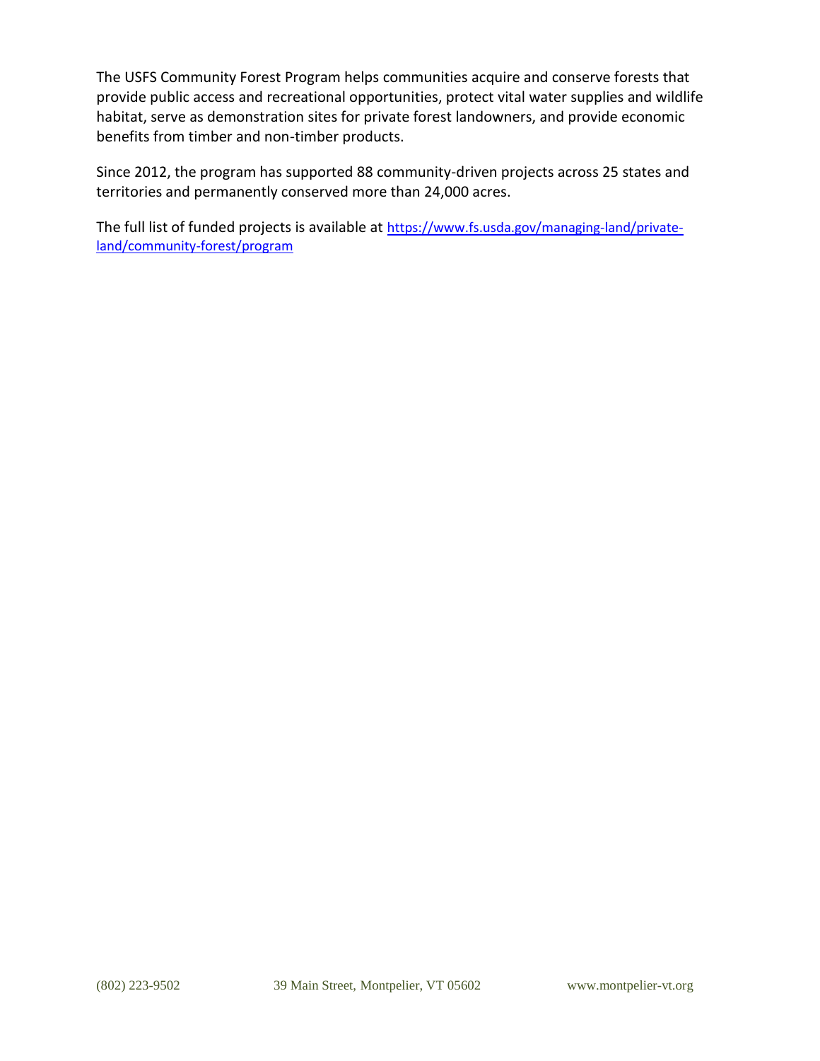The USFS Community Forest Program helps communities acquire and conserve forests that provide public access and recreational opportunities, protect vital water supplies and wildlife habitat, serve as demonstration sites for private forest landowners, and provide economic benefits from timber and non-timber products.

Since 2012, the program has supported 88 community-driven projects across 25 states and territories and permanently conserved more than 24,000 acres.

The full list of funded projects is available at [https://www.fs.usda.gov/managing-land/private-land/community-forest/program](https://www.fs.usda.gov/managing-land/private-land/community-forest/program)